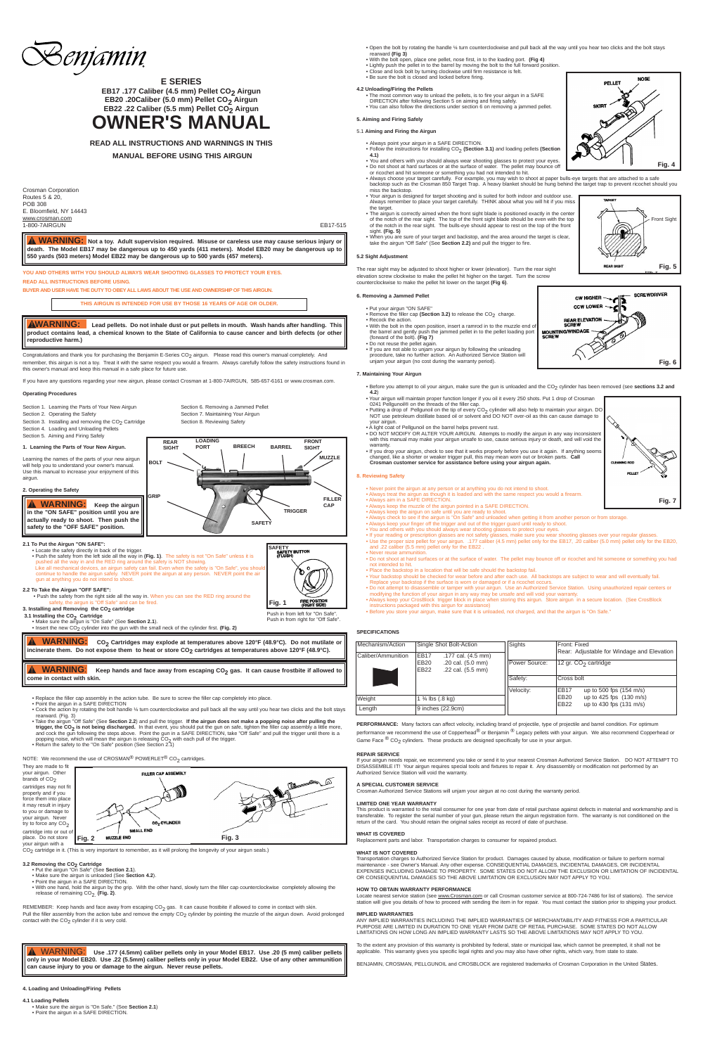# Benjamin

## E SERIES

**EB17 .177 Caliber (4.5 mm) Pellet $CO_2$ Airgun**
**EB20 .20Caliber (5.0 mm) Pellet $CO_2$ Airgun**
**EB22 .22 Caliber (5.5 mm) Pellet $CO_2$ Airgun**

# OWNER'S MANUAL

**READ ALL INSTRUCTIONS AND WARNINGS IN THIS MANUAL BEFORE USING THIS AIRGUN**

Crosman Corporation
Routes 5 & 20,
POB 308
E. Bloomfield, NY 14443
www.crosman.com
1-800-7AIRGUN

EB17-515

**⚠ WARNING: Not a toy. Adult supervision required. Misuse or careless use may cause serious injury or death. The Model EB17 may be dangerous up to 450 yards (411 meters). Model EB20 may be dangerous up to 550 yards (503 meters) Model EB22 may be dangerous up to 500 yards (457 meters).**

YOU AND OTHERS WITH YOU SHOULD ALWAYS WEAR SHOOTING GLASSES TO PROTECT YOUR EYES.

READ ALL INSTRUCTIONS BEFORE USING.

BUYER AND USER HAVE THE DUTY TO OBEY ALL LAWS ABOUT THE USE AND OWNERSHIP OF THIS AIRGUN.

THIS AIRGUN IS INTENDED FOR USE BY THOSE 16 YEARS OF AGE OR OLDER.

**⚠WARNING: Lead pellets. Do not inhale dust or put pellets in mouth. Wash hands after handling. This product contains lead, a chemical known to the State of California to cause cancer and birth defects (or other reproductive harm.)**

Congratulations and thank you for purchasing the Benjamin E-Series $CO_2$ airgun. Please read this owner's manual completely. And remember, this airgun is not a toy. Treat it with the same respect you would a firearm. Always carefully follow the safety instructions found in this owner's manual and keep this manual in a safe place for future use.

If you have any questions regarding your new airgun, please contact Crosman at 1-800-7AIRGUN, 585-657-6161 or www.crosman.com.

### Operating Procedures

Section 1. Learning the Parts of Your New Airgun
Section 2. Operating the Safety
Section 3. Installing and removing the $CO_2$ Cartridge
Section 4. Loading and Unloading Pellets
Section 5. Aiming and Firing Safely
Section 6. Removing a Jammed Pellet
Section 7. Maintaining Your Airgun
Section 8. Reviewing Safety

### 1. Learning the Parts of Your New Airgun

Learning the names of the parts of your new airgun will help you to understand your owner's manual. Use this manual to increase your enjoyment of this airgun.

REAR SIGHT · LOADING PORT · BREECH · BARREL · FRONT SIGHT · MUZZLE · BOLT · GRIP · FILLER CAP · TRIGGER · SAFETY

### 2. Operating the Safety

**⚠ WARNING: Keep the airgun in the "ON SAFE" position until you are actually ready to shoot. Then push the safety to the "OFF SAFE" position.**

#### 2.1 To Put the Airgun "ON SAFE":

- Locate the safety directly in back of the trigger.
- Push the safety from the left side all the way in **(Fig. 1)**. The safety is not "On Safe" unless it is pushed all the way in and the RED ring around the safety is NOT showing.
  Like all mechanical devices, an airgun safety can fail. Even when the safety is "On Safe", you should continue to handle the airgun safely. NEVER point the airgun at any person. NEVER point the airgun at anything you do not intend to shoot.

SAFETY · SAFETY BUTTON (FLUSH) · FIRE POSITION (RIGHT SIDE)

Fig. 1

Push in from left for "On Safe".
Push in from right for "Off Safe".

#### 2.2 To Take the Airgun "OFF SAFE":

- Push the safety from the right side all the way in. When you can see the RED ring around the safety, the airgun is "Off Safe" and can be fired.

### 3. Installing and Removing the $CO_2$ cartridge

#### 3.1 Installing the $CO_2$ Cartridge

- Make sure the airgun is "On Safe" (See **Section 2.1**).
- Insert the new $CO_2$ cylinder into the gun with the small neck of the cylinder first. **(Fig. 2)**

**⚠ WARNING: $CO_2$ Cartridges may explode at temperatures above 120°F (48.9°C). Do not mutilate or incinerate them. Do not expose them to heat or store $CO_2$ cartridges at temperatures above 120°F (48.9°C).**

**⚠ WARNING: Keep hands and face away from escaping $CO_2$ gas. It can cause frostbite if allowed to come in contact with skin.**

- Replace the filler cap assembly in the action tube. Be sure to screw the filler cap completely into place.
- Point the airgun in a SAFE DIRECTION
- Cock the action by rotating the bolt handle ¼ turn counterclockwise and pull back all the way until you hear two clicks and the bolt stays rearward. (Fig. 3)
- Take the airgun "Off Safe" (See **Section 2.2**) and pull the trigger. **If the airgun does not make a popping noise after pulling the trigger, the $CO_2$ is not being discharged.** In that event, you should put the gun on safe, tighten the filler cap assembly a little more, and cock the gun following the steps above. Point the gun in a SAFE DIRECTION, take "Off Safe" and pull the trigger until there is a popping noise, which will mean the airgun is releasing $CO_2$ with each pull of the trigger.
- Return the safety to the "On Safe" position (See Section 2.1)

NOTE: We recommend the use of CROSMAN® POWERLET® $CO_2$ cartridges.

They are made to fit your airgun. Other brands of $CO_2$ cartridges may not fit properly and if you force them into place it may result in injury to you or damage to your airgun. Never try to force any $CO_2$ cartridge into or out of place. Do not store your airgun with a $CO_2$ cartridge in it. (This is very important to remember, as it will prolong the longevity of your airgun seals.)

FILLER CAP ASSEMBLY · $CO_2$ CYLINDER · SMALL END · MUZZLE END

Fig. 2 Fig. 3

#### 3.2 Removing the $CO_2$ Cartridge

- Put the airgun "On Safe" (See **Section 2.1**).
- Make sure the airgun is unloaded (See **Section 4.2**).
- Point the airgun in a SAFE DIRECTION.
- With one hand, hold the airgun by the grip. With the other hand, slowly turn the filler cap counterclockwise completely allowing the release of remaining $CO_2$. **(Fig. 2)**.

REMEMBER: Keep hands and face away from escaping $CO_2$ gas. It can cause frostbite if allowed to come in contact with skin.
Pull the filler assembly from the action tube and remove the empty $CO_2$ cylinder by pointing the muzzle of the airgun down. Avoid prolonged contact with the $CO_2$ cylinder if it is very cold.

**⚠ WARNING: Use .177 (4.5mm) caliber pellets only in your Model EB17. Use .20 (5 mm) caliber pellets only in your Model EB20. Use .22 (5.5mm) caliber pellets only in your Model EB22. Use of any other ammunition can cause injury to you or damage to the airgun. Never reuse pellets.**

### 4. Loading and Unloading/Firing Pellets

#### 4.1 Loading Pellets

- Make sure the airgun is "On Safe." (See **Section 2.1**)
- Point the airgun in a SAFE DIRECTION.
- Open the bolt by rotating the handle ¼ turn counterclockwise and pull back all the way until you hear two clicks and the bolt stays rearward **(Fig 3)**
- With the bolt open, place one pellet, nose first, in to the loading port. **(Fig 4)**
- Lightly push the pellet in to the barrel by moving the bolt to the full forward position.
- Close and lock bolt by turning clockwise until firm resistance is felt.
- Be sure the bolt is closed and locked before firing.

PELLET · NOSE · SKIRT

Fig. 4

#### 4.2 Unloading/Firing the Pellets

- The most common way to unload the pellets, is to fire your airgun in a SAFE DIRECTION after following Section 5 on aiming and firing safely.
- You can also follow the directions under section 6 on removing a jammed pellet.

### 5. Aiming and Firing Safely

#### 5.1 Aiming and Firing the Airgun

- Always point your airgun in a SAFE DIRECTION.
- Follow the instructions for installing $CO_2$ **(Section 3.1)** and loading pellets **(Section 4.1)**
- You and others with you should always wear shooting glasses to protect your eyes.
- Do not shoot at hard surfaces or at the surface of water. The pellet may bounce off or ricochet and hit someone or something you had not intended to hit.
- Always choose your target carefully. For example, you may wish to shoot at paper bulls-eye targets that are attached to a safe backstop such as the Crosman 850 Target Trap. A heavy blanket should be hung behind the target trap to prevent ricochet should you miss the backstop.
- Your airgun is designed for target shooting and is suited for both indoor and outdoor use. Always remember to place your target carefully. THINK about what you will hit if you miss the target.
- The airgun is correctly aimed when the front sight blade is positioned exactly in the center of the notch of the rear sight. The top of the front sight blade should be even with the top of the notch in the rear sight. The bulls-eye should appear to rest on the top of the front sight. **(Fig. 5)**
- When you are sure of your target and backstop, and the area around the target is clear, take the airgun "Off Safe" (See **Section 2.2**) and pull the trigger to fire.

TARGET · Front Sight · REAR SIGHT

Fig. 5

#### 5.2 Sight Adjustment

The rear sight may be adjusted to shoot higher or lower (elevation). Turn the rear sight elevation screw clockwise to make the pellet hit higher on the target. Turn the screw counterclockwise to make the pellet hit lower on the target **(Fig 6)**.

CW HIGHER · CCW LOWER · SCREWDRIVER · REAR ELEVATION SCREW · MOUNTING/WINDAGE SCREW

Fig. 6

### 6. Removing a Jammed Pellet

- Put your airgun "ON SAFE"
- Remove the filler cap **(Section 3.2)** to release the $CO_2$ charge.
- Recock the action.
- With the bolt in the open position, insert a ramrod in to the muzzle end of the barrel and gently push the jammed pellet in to the pellet loading port (forward of the bolt). **(Fig 7)**
- Do not reuse the pellet again.
- If you are not able to unjam your airgun by following the unloading procedure, take no further action. An Authorized Service Station will unjam your airgun (no cost during the warranty period).

### 7. Maintaining Your Airgun

- Before you attempt to oil your airgun, make sure the gun is unloaded and the $CO_2$ cylinder has been removed (see **sections 3.2 and 4.2**)
- Your airgun will maintain proper function longer if you oil it every 250 shots. Put 1 drop of Crosman 0241 Pellgunoil® on the threads of the filler cap.
- Putting a drop of Pellgunoil on the tip of every $CO_2$ cylinder will also help to maintain your airgun. DO NOT use petroleum distillate based oil or solvent and DO NOT over-oil as this can cause damage to your airgun.
- A light coat of Pellgunoil on the barrel helps prevent rust.
- DO NOT MODIFY OR ALTER YOUR AIRGUN. Attempts to modify the airgun in any way inconsistent with this manual may make your airgun unsafe to use, cause serious injury or death, and will void the warranty.
- If you drop your airgun, check to see that it works properly before you use it again. If anything seems changed, like a shorter or weaker trigger pull, this may mean worn out or broken parts. **Call Crosman customer service for assistance before using your airgun again.**

CLEANING ROD · PELLET

Fig. 7

### 8. Reviewing Safety

- Never point the airgun at any person or at anything you do not intend to shoot.
- Always treat the airgun as though it is loaded and with the same respect you would a firearm.
- Always aim in a SAFE DIRECTION.
- Always keep the muzzle of the airgun pointed in a SAFE DIRECTION.
- Always keep the airgun on safe until you are ready to shoot.
- Always check to see if the airgun is "On Safe" and unloaded when getting it from another person or from storage.
- Always keep your finger off the trigger and out of the trigger guard until ready to shoot.
- You and others with you should always wear shooting glasses to protect your eyes.
- If your reading or prescription glasses are not safety glasses, make sure you wear shooting glasses over your regular glasses.
- Use the proper size pellet for your airgun. .177 caliber (4.5 mm) pellet only for the EB17, .20 caliber (5.0 mm) pellet only for the EB20, and .22 caliber (5.5 mm) pellet only for the EB22 .
- Never reuse ammunition.
- Do not shoot at hard surfaces or at the surface of water. The pellet may bounce off or ricochet and hit someone or something you had not intended to hit.
- Place the backstop in a location that will be safe should the backstop fail.
- Your backstop should be checked for wear before and after each use. All backstops are subject to wear and will eventually fail. Replace your backstop if the surface is worn or damaged or if a ricochet occurs.
- Do not attempt to disassemble or tamper with your airgun. Use an Authorized Service Station. Using unauthorized repair centers or modifying the function of your airgun in any way may be unsafe and will void your warranty.
- Always keep your CrossBlock trigger block in place when storing this airgun. Store airgun in a secure location. (See CrossBlock instructions packaged with this airgun for assistance)
- Before you store your airgun, make sure that it is unloaded, not charged, and that the airgun is "On Safe."

### SPECIFICATIONS

| | | | |
|---|---|---|---|
| Mechanism/Action | Single Shot Bolt-Action | Sights | Front: Fixed<br>Rear: Adjustable for Windage and Elevation |
| Caliber/Ammunition | EB17 .177 cal. (4.5 mm)<br>EB20 .20 cal. (5.0 mm)<br>EB22 .22 cal. (5.5 mm) | Power Source: | 12 gr. $CO_2$ cartridge |
| | | Safety: | Cross bolt |
| Weight | 1 ¾ lbs (.8 kg) | Velocity: | EB17 up to 500 fps (154 m/s)<br>EB20 up to 425 fps (130 m/s)<br>EB22 up to 430 fps (131 m/s) |
| Length | 9 inches (22.9cm) | | |

**PERFORMANCE:** Many factors can affect velocity, including brand of projectile, type of projectile and barrel condition. For optimum performance we recommend the use of Copperhead® or Benjamin ® Legacy pellets with your airgun. We also recommend Copperhead or Game Face ® $CO_2$ cylinders. These products are designed specifically for use in your airgun.

### REPAIR SERVICE

If your airgun needs repair, we recommend you take or send it to your nearest Crosman Authorized Service Station. DO NOT ATTEMPT TO DISASSEMBLE IT! Your airgun requires special tools and fixtures to repair it. Any disassembly or modification not performed by an Authorized Service Station will void the warranty.

### A SPECIAL CUSTOMER SERVICE

Crosman Authorized Service Stations will unjam your airgun at no cost during the warranty period.

### LIMITED ONE YEAR WARRANTY

This product is warranted to the retail consumer for one year from date of retail purchase against defects in material and workmanship and is transferable. To register the serial number of your gun, please return the airgun registration form. The warranty is not conditioned on the return of the card. You should retain the original sales receipt as record of date of purchase.

### WHAT IS COVERED

Replacement parts and labor. Transportation charges to consumer for repaired product.

### WHAT IS NOT COVERED

Transportation charges to Authorized Service Station for product. Damages caused by abuse, modification or failure to perform normal maintenance - see Owner's Manual. Any other expense. CONSEQUENTIAL DAMAGES, INCIDENTAL DAMAGES, OR INCIDENTAL EXPENSES INCLUDING DAMAGE TO PROPERTY. SOME STATES DO NOT ALLOW THE EXCLUSION OR LIMITATION OF INCIDENTAL OR CONSEQUENTIAL DAMAGES SO THE ABOVE LIMITATION OR EXCLUSION MAY NOT APPLY TO YOU.

### HOW TO OBTAIN WARRANTY PERFORMANCE

Locate nearest service station (see www.Crosman.com or call Crosman customer service at 800-724-7486 for list of stations). The service station will give you details of how to proceed with sending the item in for repair. You must contact the station prior to shipping your product.

### IMPLIED WARRANTIES

ANY IMPLIED WARRANTIES INCLUDING THE IMPLIED WARRANTIES OF MERCHANTABILITY AND FITNESS FOR A PARTICULAR PURPOSE ARE LIMITED IN DURATION TO ONE YEAR FROM DATE OF RETAIL PURCHASE. SOME STATES DO NOT ALLOW LIMITATIONS ON HOW LONG AN IMPLIED WARRANTY LASTS SO THE ABOVE LIMITATIONS MAY NOT APPLY TO YOU.

To the extent any provision of this warranty is prohibited by federal, state or municipal law, which cannot be preempted, it shall not be applicable. This warranty gives you specific legal rights and you may also have other rights, which vary, from state to state.

BENJAMIN, CROSMAN, PELLGUNOIL and CROSBLOCK are registered trademarks of Crosman Corporation in the United States.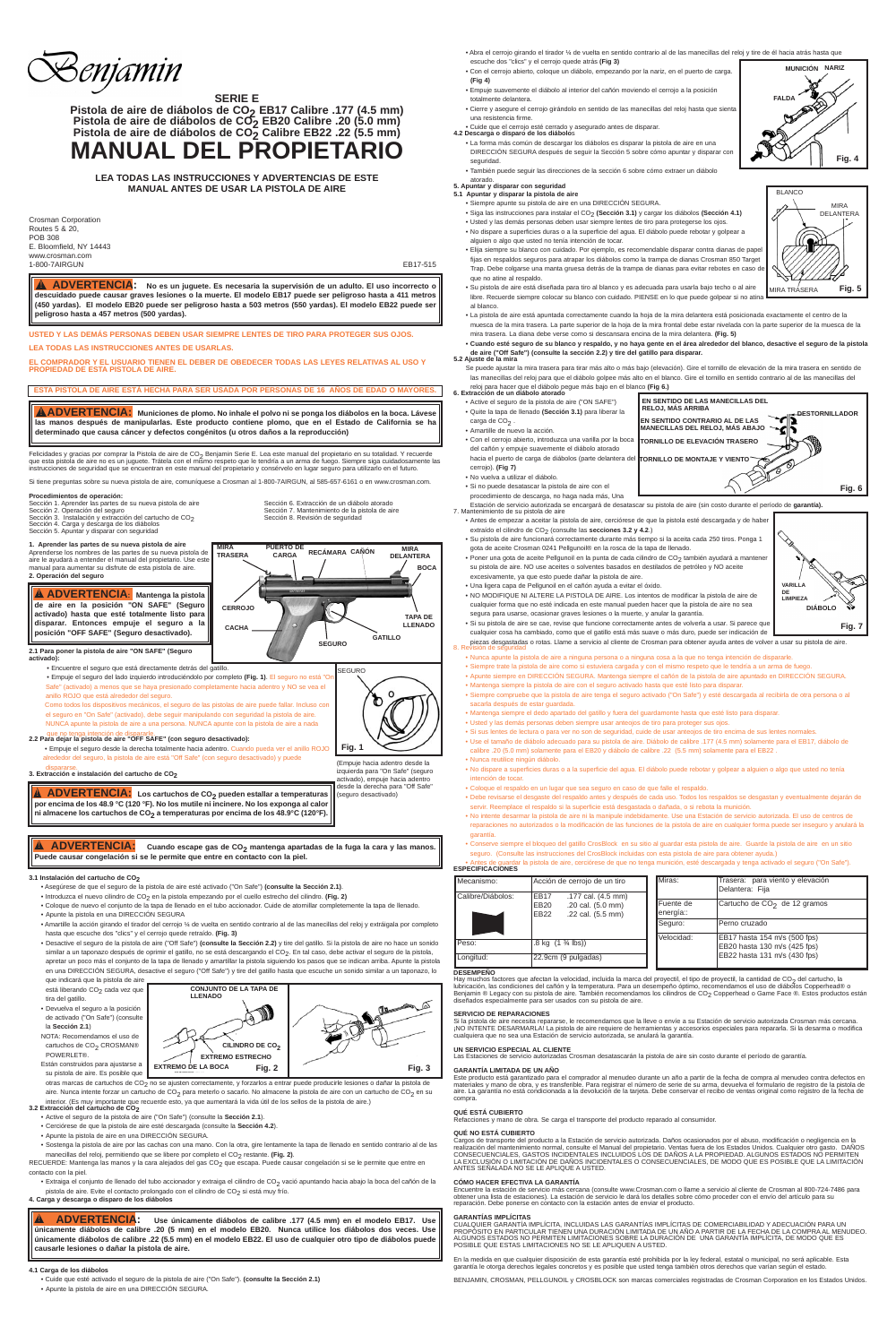*Benjamin*

## SERIE E

### Pistola de aire de diábolos de $CO_2$ EB17 Calibre .177 (4.5 mm)
### Pistola de aire de diábolos de $CO_2$ EB20 Calibre .20 (5.0 mm)
### Pistola de aire de diábolos de $CO_2$ Calibre EB22 .22 (5.5 mm)

# MANUAL DEL PROPIETARIO

**LEA TODAS LAS INSTRUCCIONES Y ADVERTENCIAS DE ESTE MANUAL ANTES DE USAR LA PISTOLA DE AIRE**

Crosman Corporation
Routes 5 & 20,
POB 308
E. Bloomfield, NY 14443
www.crosman.com
1-800-7AIRGUN

EB17-515

**⚠ ADVERTENCIA: No es un juguete. Es necesaria la supervisión de un adulto. El uso incorrecto o descuidado puede causar graves lesiones o la muerte. El modelo EB17 puede ser peligroso hasta a 411 metros (450 yardas). El modelo EB20 puede ser peligroso hasta a 503 metros (550 yardas). El modelo EB22 puede ser peligroso hasta a 457 metros (500 yardas).**

**USTED Y LAS DEMÁS PERSONAS DEBEN USAR SIEMPRE LENTES DE TIRO PARA PROTEGER SUS OJOS.**

**LEA TODAS LAS INSTRUCCIONES ANTES DE USARLAS.**

**EL COMPRADOR Y EL USUARIO TIENEN EL DEBER DE OBEDECER TODAS LAS LEYES RELATIVAS AL USO Y PROPIEDAD DE ESTA PISTOLA DE AIRE.**

**ESTA PISTOLA DE AIRE ESTÁ HECHA PARA SER USADA POR PERSONAS DE 16 AÑOS DE EDAD O MAYORES.**

**⚠ADVERTENCIA: Municiones de plomo. No inhale el polvo ni se ponga los diábolos en la boca. Lávese las manos después de manipularlas. Este producto contiene plomo, que en el Estado de California se ha determinado que causa cáncer y defectos congénitos (u otros daños a la reproducción)**

Felicidades y gracias por comprar la Pistola de aire de $CO_2$ Benjamin Serie E. Lea este manual del propietario en su totalidad. Y recuerde que esta pistola de aire no es un juguete. Trátela con el mismo respeto que le tendría a un arma de fuego. Siempre siga cuidadosamente las instrucciones de seguridad que se encuentran en este manual del propietario y consérvelo en lugar seguro para utilizarlo en el futuro.

Si tiene preguntas sobre su nueva pistola de aire, comuníquese a Crosman al 1-800-7AIRGUN, al 585-657-6161 o en www.crosman.com.

**Procedimientos de operación:**
Sección 1. Aprender las partes de su nueva pistola de aire
Sección 2. Operación del seguro
Sección 3. Instalación y extracción del cartucho de $CO_2$
Sección 4. Carga y descarga de los diábolos
Sección 5. Apuntar y disparar con seguridad
Sección 6. Extracción de un diábolo atorado
Sección 7. Mantenimiento de la pistola de aire
Sección 8. Revisión de seguridad

**1. Aprender las partes de su nueva pistola de aire**
Aprenderse los nombres de las partes de su nueva pistola de aire le ayudará a entender el manual del propietario. Use este manual para aumentar su disfrute de esta pistola de aire.

**2. Operación del seguro**

MIRA TRASERA
PUERTO DE CARGA
RECÁMARA
CAÑÓN
MIRA DELANTERA
BOCA
CERROJO
CACHA
TAPA DE LLENADO
GATILLO
SEGURO

**⚠ ADVERTENCIA: Mantenga la pistola de aire en la posición "ON SAFE" (Seguro activado) hasta que esté totalmente listo para disparar. Entonces empuje el seguro a la posición "OFF SAFE" (Seguro desactivado).**

**2.1 Para poner la pistola de aire "ON SAFE" (Seguro activado):**
- Encuentre el seguro que está directamente detrás del gatillo.
- Empuje el seguro del lado izquierdo introduciéndolo por completo **(Fig. 1)**. El seguro no está "On Safe" (activado) a menos que se haya presionado completamente hacia adentro y NO se vea el anillo ROJO que está alrededor del seguro.

Como todos los dispositivos mecánicos, el seguro de las pistolas de aire puede fallar. Incluso con el seguro en "On Safe" (activado), debe seguir manipulando con seguridad la pistola de aire. NUNCA apunte la pistola de aire a una persona. NUNCA apunte con la pistola de aire a nada que no tenga intención de dispararle.

**2.2 Para dejar la pistola de aire "OFF SAFE" (con seguro desactivado):**
- Empuje el seguro desde la derecha totalmente hacia adentro. Cuando pueda ver el anillo ROJO alrededor del seguro, la pistola de aire está "Off Safe" (con seguro desactivado) y puede dispararse.

SEGURO

Fig. 1

(Empuje hacia adentro desde la izquierda para "On Safe" (seguro activado), empuje hacia adentro desde la derecha para "Off Safe" (seguro desactivado)

**3. Extracción e instalación del cartucho de $CO_2$**

**⚠ ADVERTENCIA: Los cartuchos de $CO_2$ pueden estallar a temperaturas por encima de los 48.9 °C (120 °F). No los mutile ni incinere. No los exponga al calor ni almacene los cartuchos de $CO_2$ a temperaturas por encima de los 48.9°C (120°F).**

**⚠ ADVERTENCIA: Cuando escape gas de $CO_2$ mantenga apartadas de la fuga la cara y las manos. Puede causar congelación si se le permite que entre en contacto con la piel.**

**3.1 Instalación del cartucho de $CO_2$**
- Asegúrese de que el seguro de la pistola de aire esté activado ("On Safe") **(consulte la Sección 2.1)**.
- Introduzca el nuevo cilindro de $CO_2$ en la pistola empezando por el cuello estrecho del cilindro. **(Fig. 2)**
- Coloque de nuevo el conjunto de la tapa de llenado en el tubo accionador. Cuide de atornillar completamente la tapa de llenado.
- Apunte la pistola en una DIRECCIÓN SEGURA.
- Amartille la acción girando el tirador del cerrojo ¼ de vuelta en sentido contrario al de las manecillas del reloj y extráigala por completo hasta que escuche dos "clics" y el cerrojo quede retraído. **(Fig. 3)**
- Desactive el seguro de la pistola de aire ("Off Safe") **(consulte la Sección 2.2)** y tire del gatillo. Si la pistola de aire no hace un sonido similar a un taponazo después de oprimir el gatillo, no se está descargando el $CO_2$. En tal caso, debe activar el seguro de la pistola, apretar un poco más el conjunto de la tapa de llenado y amartillar la pistola siguiendo los pasos que se indican arriba. Apunte la pistola en una DIRECCIÓN SEGURA, desactive el seguro ("Off Safe") y tire del gatillo hasta que escuche un sonido similar a un taponazo, lo que indicará que la pistola de aire está liberando $CO_2$ cada vez que tira del gatillo.
- Devuelva el seguro a la posición de activado ("On Safe") (consulte la **Sección 2.1**)

NOTA: Recomendamos el uso de cartuchos de $CO_2$ CROSMAN® POWERLET®.

Están construidos para ajustarse a su pistola de aire. Es posible que otras marcas de cartuchos de $CO_2$ no se ajusten correctamente, y forzarlos a entrar puede producir lesiones o dañar la pistola de aire. Nunca intente forzar un cartucho de $CO_2$ para meterlo o sacarlo. No almacene la pistola de aire con un cartucho de $CO_2$ en su interior. (Es muy importante que recuerde esto, ya que aumentará la vida útil de los sellos de la pistola de aire.)

CONJUNTO DE LA TAPA DE LLENADO
CILINDRO DE $CO_2$
EXTREMO ESTRECHO
EXTREMO DE LA BOCA
Fig. 2
Fig. 3

**3.2 Extracción del cartucho de $CO_2$**
- Active el seguro de la pistola de aire ("On Safe") (consulte la **Sección 2.1**).
- Cerciórese de que la pistola de aire esté descargada (consulte la **Sección 4.2**).
- Apunte la pistola de aire en una DIRECCIÓN SEGURA.
- Sostenga la pistola de aire por las cachas con una mano. Con la otra, gire lentamente la tapa de llenado en sentido contrario al de las manecillas del reloj, permitiendo que se libere por completo el $CO_2$ restante. **(Fig. 2)**.

RECUERDE: Mantenga las manos y la cara alejados del gas $CO_2$ que escapa. Puede causar congelación si se le permite que entre en contacto con la piel.
- Extraiga el conjunto de llenado del tubo accionador y extraiga el cilindro de $CO_2$ vació apuntando hacia abajo la boca del cañón de la pistola de aire. Evite el contacto prolongado con el cilindro de $CO_2$ si está muy frío.

**4. Carga y descarga o disparo de los diábolos**

**⚠ ADVERTENCIA: Use únicamente diábolos de calibre .177 (4.5 mm) en el modelo EB17. Use únicamente diábolos de calibre .20 (5.0 mm) en el modelo EB20. Nunca utilice los diábolos dos veces. Use únicamente diábolos de calibre .22 (5.5 mm) en el modelo EB22. El uso de cualquier otro tipo de diábolos puede causarle lesiones o dañar la pistola de aire.**

**4.1 Carga de los diábolos**
- Cuide que esté activado el seguro de la pistola de aire ("On Safe"). **(consulte la Sección 2.1)**
- Apunte la pistola de aire en una DIRECCIÓN SEGURA.
- Abra el cerrojo girando el tirador ¼ de vuelta en sentido contrario al de las manecillas del reloj y tire de él hacia atrás hasta que escuche dos "clics" y el cerrojo quede atrás **(Fig 3)**
- Con el cerrojo abierto, coloque un diábolo, empezando por la nariz, en el puerto de carga. **(Fig 4)**
- Empuje suavemente el diábolo al interior del cañón moviendo el cerrojo a la posición totalmente delantera.
- Cierre y asegure el cerrojo girándolo en sentido de las manecillas del reloj hasta que sienta una resistencia firme.
- Cuide que el cerrojo esté cerrado y asegurado antes de disparar.

MUNICIÓN
NARIZ
FALDA
Fig. 4

**4.2 Descarga o disparo de los diábolos**
- La forma más común de descargar los diábolos es disparar la pistola de aire en una DIRECCIÓN SEGURA después de seguir la Sección 5 sobre cómo apuntar y disparar con seguridad.
- También puede seguir las direcciones de la sección 6 sobre cómo extraer un diábolo atorado.

**5. Apuntar y disparar con seguridad**

**5.1 Apuntar y disparar la pistola de aire**
- Siempre apunte su pistola de aire en una DIRECCIÓN SEGURA.
- Siga las instrucciones para instalar el $CO_2$ **(Sección 3.1)** y cargar los diábolos **(Sección 4.1)**
- Usted y las demás personas deben usar siempre lentes de tiro para protegerse los ojos.
- No dispare a superficies duras o a la superficie del agua. El diábolo puede rebotar y golpear a alguien o algo que usted no tenía intención de tocar.
- Elija siempre su blanco con cuidado. Por ejemplo, es recomendable disparar contra dianas de papel fijas en respaldos seguros para atrapar los diábolos como la trampa de dianas Crosman 850 Target Trap. Debe colgarse una manta gruesa detrás de la trampa de dianas para evitar rebotes en caso de que no atine al respaldo.
- Su pistola de aire está diseñada para tiro al blanco y es adecuada para usarla bajo techo o al aire libre. Recuerde siempre colocar su blanco con cuidado. PIENSE en lo que puede golpear si no atina al blanco.
- La pistola de aire está apuntada correctamente cuando la hoja de la mira delantera está posicionada exactamente el centro de la muesca de la mira trasera. La parte superior de la hoja de la mira frontal debe estar nivelada con la parte superior de la muesca de la mira trasera. La diana debe verse como si descansara encima de la mira delantera. **(Fig. 5)**
- **Cuando esté seguro de su blanco y respaldo, y no haya gente en el área alrededor del blanco, desactive el seguro de la pistola de aire ("Off Safe") (consulte la sección 2.2) y tire del gatillo para disparar.**

BLANCO
MIRA DELANTERA
MIRA TRASERA
Fig. 5

**5.2 Ajuste de la mira**
Se puede ajustar la mira trasera para tirar más alto o más bajo (elevación). Gire el tornillo de elevación de la mira trasera en sentido de las manecillas del reloj para que el diábolo golpee más alto en el blanco. Gire el tornillo en sentido contrario al de las manecillas del reloj para hacer que el diábolo pegue más bajo en el blanco **(Fig 6.)**

**6. Extracción de un diábolo atorado**
- Active el seguro de la pistola de aire ("ON SAFE")
- Quite la tapa de llenado **(Sección 3.1)** para liberar la carga de $CO_2$.
- Amartille de nuevo la acción.
- Con el cerrojo abierto, introduzca una varilla por la boca del cañón hacia el puerto de carga de diábolos (parte delantera del cerrojo). **(Fig. 7)**
- No vuelva a utilizar el diábolo.
- Si no puede desatascar la pistola de aire con el procedimiento de descarga, no haga nada más. Una Estación de servicio autorizada se encargará de desatascar su pistola de aire (sin costo durante el período de **garantía).**

EN SENTIDO DE LAS MANECILLAS DEL RELOJ, MÁS ARRIBA
EN SENTIDO CONTRARIO AL DE LAS MANECILLAS DEL RELOJ, MÁS ABAJO
DESTORNILLADOR
TORNILLO DE ELEVACIÓN TRASERO
TORNILLO DE MONTAJE Y VIENTO
Fig. 6

**7. Mantenimiento de su pistola de aire**
- Antes de empezar a ecaltar la pistola de aire, cerciórese de que la pistola esté descargada y de haber extraído el cilindro de $CO_2$ (consulte las **secciones 3.2 y 4.2**.)
- Su pistola de aire funcionará correctamente durante más tiempo si la aceita cada 250 tiros. Ponga 1 gota de aceite Crosman 0241 Pellgunoil® en la rosca de la tapa de llenado.
- Poner una gota de aceite Pellgunoil en la punta de cada cilindro de $CO_2$ también ayudará a mantener su pistola de aire. NO use aceites o solventes basados en destilados de petróleo y NO aceite excesivamente, ya que esto puede dañar la pistola de aire.
- Una ligera capa de Pellgunoil en el cañón ayuda a evitar el óxido.
- NO MODIFIQUE NI ALTERE LA PISTOLA DE AIRE. Los intentos de modificar la pistola de aire de cualquier forma que no esté indicada en este manual pueden hacer que la pistola de aire no sea segura para usarse, ocasionar graves lesiones o la muerte, y anular la garantía.
- Si su pistola de aire se cae, revise que funcione correctamente antes de volverla a usar. Si parece que cualquier cosa ha cambiado, como que el gatillo está más suave o más duro, puede ser indicación de piezas desgastadas o rotas. Llame a servicio al cliente de Crosman para obtener ayuda antes de volver a usar su pistola de aire.

VARILLA DE LIMPIEZA
DIÁBOLO
Fig. 7

**8. Revisión de seguridad**
- Nunca apunte la pistola de aire a ninguna persona o a ninguna cosa a la que no tenga intención de dispararle.
- Siempre trate la pistola de aire como si estuviera cargada y con el mismo respeto que le tendría a un arma de fuego.
- Apunte siempre en DIRECCIÓN SEGURA. Mantenga siempre el cañón de la pistola de aire apuntado en DIRECCIÓN SEGURA.
- Mantenga siempre la pistola de aire con el seguro activado hasta que esté listo para disparar.
- Siempre compruebe que la pistola de aire tenga el seguro activado ("On Safe") y esté descargada al recibirla de otra persona o al sacarla después de estar guardada.
- Mantenga siempre el dedo apartado del gatillo y fuera del guardamonte hasta que esté listo para disparar.
- Usted y las demás personas deben usar siempre anteojos de tiro para proteger sus ojos.
- Si sus lentes de lectura o para ver no son de seguridad, cuide de usar anteojos de tiro encima de sus lentes normales.
- Use el tamaño de diábolo adecuado para su pistola de aire: Diábolo de calibre .177 (4.5 mm) solamente para el EB17, diábolo de calibre .20 (5.0 mm) solamente para el EB20 y diábolo de calibre .22 (5.5 mm) solamente para el EB22 .
- Nunca reutilice ningún diábolo.
- No dispare a superficies duras o a la superficie del agua. El diábolo puede rebotar y golpear a alguien o algo que usted no tenía intención de tocar.
- Coloque el respaldo en un lugar que sea seguro en caso de que falle el respaldo.
- Debe revisarse el desgaste del respaldo antes y después de cada uso. Todos los respaldos se desgastan y eventualmente dejarán de servir. Reemplace el respaldo si la superficie está desgastada o dañada. o si rebota la munición.
- No intente desarmar la pistola de aire ni la manipule indebidamente. Use una Estación de servicio autorizada. El uso de centros de reparaciones no autorizados o la modificación de las funciones de la pistola de aire en cualquier forma puede ser inseguro y anulará la garantía.
- Conserve siempre el bloqueo del gatillo CrosBlock en su sitio al guardar esta pistola de aire. Guarde la pistola de aire en un sitio seguro. (Consulte las instrucciones del CrosBlock incluidas con esta pistola de aire para obtener ayuda.)
- Antes de guardar la pistola de aire, cerciórese de que no tenga munición, esté descargada y tenga activado el seguro ("On Safe").

**ESPECIFICACIONES**

| Mecanismo: | Acción de cerrojo de un tiro |
|---|---|
| Calibre/Diábolos: | EB17 .177 cal. (4.5 mm)<br>EB20 .20 cal. (5.0 mm)<br>EB22 .22 cal. (5.5 mm) |
| Peso: | .8 kg (1 ¾ lbs)) |
| Longitud: | 22.9cm (9 pulgadas) |

| Miras: | Trasera: para viento y elevación<br>Delantera: Fija |
|---|---|
| Fuente de energía:: | Cartucho de $CO_2$ de 12 gramos |
| Seguro: | Perno cruzado |
| Velocidad: | EB17 hasta 154 m/s (500 fps)<br>EB20 hasta 130 m/s (425 fps)<br>EB22 hasta 131 m/s (430 fps) |

**DESEMPEÑO**
Hay muchos factores que afectan la velocidad, incluida la marca del proyectil, el tipo de proyectil, la cantidad de $CO_2$ del cartucho, la lubricación, las condiciones del cañón y la temperatura. Para un desempeño óptimo, recomendamos el uso de diábolos Copperhead® o Benjamin ® Legacy con su pistola de aire. También recomendamos los cilindros de $CO_2$ Copperhead o Game Face ®. Estos productos están diseñados especialmente para ser usados con su pistola de aire.

**SERVICIO DE REPARACIONES**
Si la pistola de aire necesita repararse, le recomendamos que la lleve o envíe a su Estación de servicio autorizada Crosman más cercana. ¡NO INTENTE DESARMARLA! La pistola de aire requiere de herramientas y accesorios especiales para repararla. Si la desarma o modifica cualquiera que no sea una Estación de servicio autorizada, se anulará la garantía.

**UN SERVICIO ESPECIAL AL CLIENTE**
Las Estaciones de servicio autorizadas Crosman desatascarán la pistola de aire sin costo durante el período de garantía.

**GARANTÍA LIMITADA DE UN AÑO**
Este producto está garantizado para el comprador al menudeo durante un año a partir de la fecha de compra al menudeo contra defectos en materiales y mano de obra, y es transferible. Para registrar el número de serie de su arma, devuelva el formulario de registro de la pistola de aire. La garantía no está condicionada a la devolución de la tarjeta. Debe conservar el recibo de ventas original como registro de la fecha de compra.

**QUÉ ESTÁ CUBIERTO**
Refacciones y mano de obra. Se carga el transporte del producto reparado al consumidor.

**QUÉ NO ESTÁ CUBIERTO**
Cargos de transporte del producto a la Estación de servicio autorizada. Daños ocasionados por el abuso, modificación o negligencia en la realización del mantenimiento normal, consulte el Manual del propietario. Ventas fuera de los Estados Unidos. Cualquier otro gasto. DAÑOS CONSECUENCIALES, GASTOS INCIDENTALES INCLUIDOS LOS DE DAÑOS A LA PROPIEDAD. ALGUNOS ESTADOS NO PERMITEN LA EXCLUSIÓN O LIMITACIÓN DE DAÑOS INCIDENTALES O CONSECUENCIALES, DE MODO QUE ES POSIBLE QUE LA LIMITACIÓN ANTES SEÑALADA NO SE LE APLIQUE A USTED.

**CÓMO HACER EFECTIVA LA GARANTÍA**
Encuentre la estación de servicio más cercana (consulte www.Crosman.com o llame a servicio al cliente de Crosman al 800-724-7486 para obtener una lista de estaciones). La estación de servicio le dará los detalles sobre cómo proceder con el envío del artículo para su reparación. Debe ponerse en contacto con la estación antes de enviar el producto.

**GARANTÍAS IMPLÍCITAS**
CUALQUIER GARANTÍA IMPLÍCITA, INCLUIDAS LAS GARANTÍAS IMPLÍCITAS DE COMERCIABILIDAD Y ADECUACIÓN PARA UN PROPÓSITO EN PARTICULAR TIENEN UNA DURACIÓN LIMITADA DE UN AÑO A PARTIR DE LA FECHA DE LA COMPRA AL MENUDEO. ALGUNOS ESTADOS NO PERMITEN LIMITACIONES SOBRE LA DURACIÓN DE UNA GARANTÍA IMPLÍCITA, DE MODO QUE ES POSIBLE QUE ESTAS LIMITACIONES NO SE LE APLIQUEN A USTED.

En la medida en que cualquier disposición de esta garantía esté prohibida por la ley federal, estatal o municipal, no será aplicable. Esta garantía le otorga derechos legales concretos y es posible que usted tenga también otros derechos que varían según el estado.

BENJAMIN, CROSMAN, PELLGUNOIL y CROSBLOCK son marcas comerciales registradas de Crosman Corporation en los Estados Unidos.